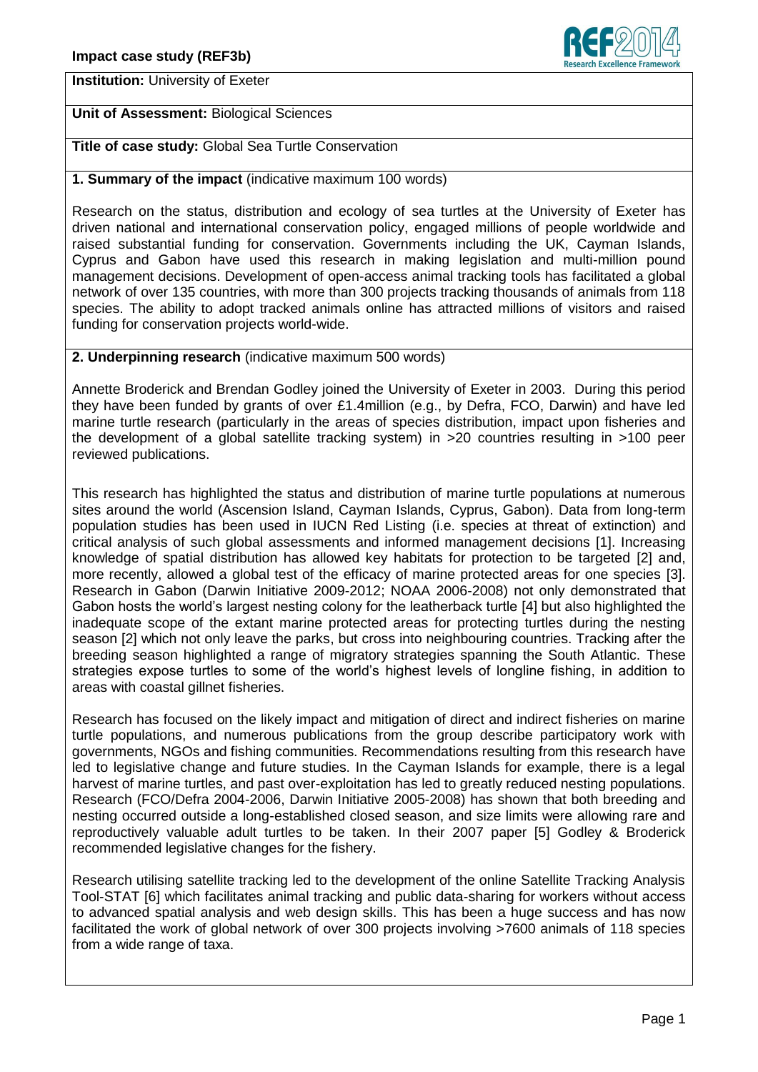**Institution:** University of Exeter

**Unit of Assessment:** Biological Sciences

**Title of case study:** Global Sea Turtle Conservation

## 1. Summary of the impact (indicative maximum 100 words)

Research on the status, distribution and ecology of sea turtles at the University of Exeter has driven national and international conservation policy, engaged millions of people worldwide and raised substantial funding for conservation. Governments including the UK, Cayman Islands, Cyprus and Gabon have used this research in making legislation and multi-million pound management decisions. Development of open-access animal tracking tools has facilitated a global network of over 135 countries, with more than 300 projects tracking thousands of animals from 118 species. The ability to adopt tracked animals online has attracted millions of visitors and raised funding for conservation projects world-wide.

## 2. Underpinning research (indicative maximum 500 words)

Annette Broderick and Brendan Godley joined the University of Exeter in 2003. During this period they have been funded by grants of over £1.4million (e.g., by Defra, FCO, Darwin) and have led marine turtle research (particularly in the areas of species distribution, impact upon fisheries and the development of a global satellite tracking system) in >20 countries resulting in >100 peer reviewed publications.

This research has highlighted the status and distribution of marine turtle populations at numerous sites around the world (Ascension Island, Cayman Islands, Cyprus, Gabon). Data from long-term population studies has been used in IUCN Red Listing (i.e. species at threat of extinction) and critical analysis of such global assessments and informed management decisions [1]. Increasing knowledge of spatial distribution has allowed key habitats for protection to be targeted [2] and, more recently, allowed a global test of the efficacy of marine protected areas for one species [3]. Research in Gabon (Darwin Initiative 2009-2012; NOAA 2006-2008) not only demonstrated that Gabon hosts the world's largest nesting colony for the leatherback turtle [4] but also highlighted the inadequate scope of the extant marine protected areas for protecting turtles during the nesting season [2] which not only leave the parks, but cross into neighbouring countries. Tracking after the breeding season highlighted a range of migratory strategies spanning the South Atlantic. These strategies expose turtles to some of the world's highest levels of longline fishing, in addition to areas with coastal gillnet fisheries.

Research has focused on the likely impact and mitigation of direct and indirect fisheries on marine turtle populations, and numerous publications from the group describe participatory work with governments, NGOs and fishing communities. Recommendations resulting from this research have led to legislative change and future studies. In the Cayman Islands for example, there is a legal harvest of marine turtles, and past over-exploitation has led to greatly reduced nesting populations. Research (FCO/Defra 2004-2006, Darwin Initiative 2005-2008) has shown that both breeding and nesting occurred outside a long-established closed season, and size limits were allowing rare and reproductively valuable adult turtles to be taken. In their 2007 paper [5] Godley & Broderick recommended legislative changes for the fishery.

Research utilising satellite tracking led to the development of the online Satellite Tracking Analysis Tool-STAT [6] which facilitates animal tracking and public data-sharing for workers without access to advanced spatial analysis and web design skills. This has been a huge success and has now facilitated the work of global network of over 300 projects involving >7600 animals of 118 species from a wide range of taxa.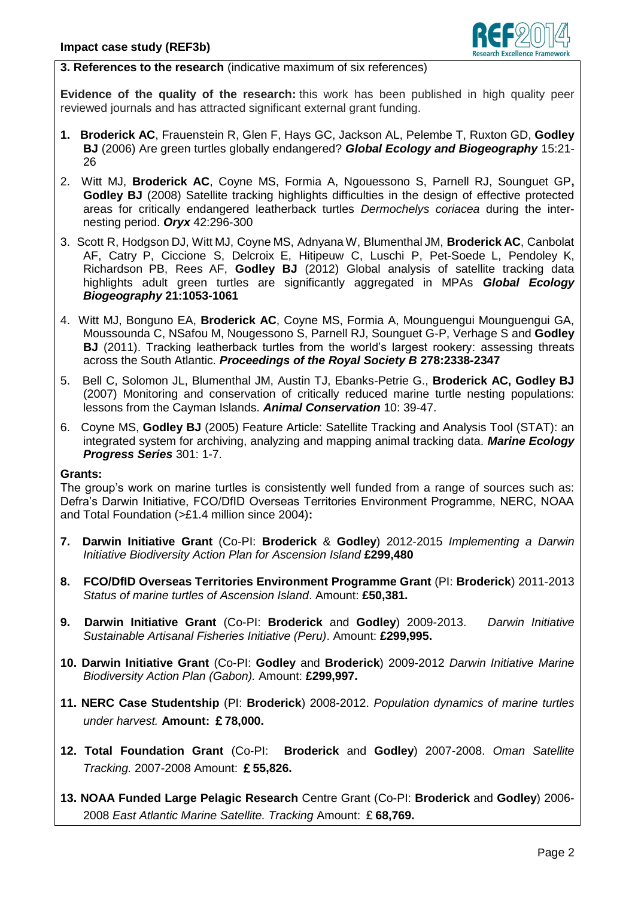**3. References to the research** (indicative maximum of six references)

**Evidence of the quality of the research:** this work has been published in high quality peer reviewed journals and has attracted significant external grant funding.

1. **Broderick AC**, Frauenstein R, Glen F, Hays GC, Jackson AL, Pelembe T, Ruxton GD, **Godley BJ** (2006) Are green turtles globally endangered? ***Global Ecology and Biogeography*** 15:21-26
2. Witt MJ, **Broderick AC**, Coyne MS, Formia A, Ngouessono S, Parnell RJ, Sounguet GP**, Godley BJ** (2008) Satellite tracking highlights difficulties in the design of effective protected areas for critically endangered leatherback turtles *Dermochelys coriacea* during the inter-nesting period. ***Oryx*** 42:296-300
3. Scott R, Hodgson DJ, Witt MJ, Coyne MS, Adnyana W, Blumenthal JM, **Broderick AC**, Canbolat AF, Catry P, Ciccione S, Delcroix E, Hitipeuw C, Luschi P, Pet-Soede L, Pendoley K, Richardson PB, Rees AF, **Godley BJ** (2012) Global analysis of satellite tracking data highlights adult green turtles are significantly aggregated in MPAs ***Global Ecology Biogeography*** **21:1053-1061**
4. Witt MJ, Bonguno EA, **Broderick AC**, Coyne MS, Formia A, Mounguengui Mounguengui GA, Moussounda C, NSafou M, Nougessono S, Parnell RJ, Sounguet G-P, Verhage S and **Godley BJ** (2011). Tracking leatherback turtles from the world's largest rookery: assessing threats across the South Atlantic. ***Proceedings of the Royal Society B*** **278:2338-2347**
5. Bell C, Solomon JL, Blumenthal JM, Austin TJ, Ebanks-Petrie G., **Broderick AC, Godley BJ** (2007) Monitoring and conservation of critically reduced marine turtle nesting populations: lessons from the Cayman Islands. ***Animal Conservation*** 10: 39-47.
6. Coyne MS, **Godley BJ** (2005) Feature Article: Satellite Tracking and Analysis Tool (STAT): an integrated system for archiving, analyzing and mapping animal tracking data. ***Marine Ecology Progress Series*** 301: 1-7.

**Grants:**

The group's work on marine turtles is consistently well funded from a range of sources such as: Defra's Darwin Initiative, FCO/DfID Overseas Territories Environment Programme, NERC, NOAA and Total Foundation (>£1.4 million since 2004)**:**

7. **Darwin Initiative Grant** (Co-PI: **Broderick** & **Godley**) 2012-2015 *Implementing a Darwin Initiative Biodiversity Action Plan for Ascension Island* **£299,480**
8. **FCO/DfID Overseas Territories Environment Programme Grant** (PI: **Broderick**) 2011-2013 *Status of marine turtles of Ascension Island*. Amount: **£50,381.**
9. **Darwin Initiative Grant** (Co-PI: **Broderick** and **Godley**) 2009-2013. *Darwin Initiative Sustainable Artisanal Fisheries Initiative (Peru)*. Amount: **£299,995.**
10. **Darwin Initiative Grant** (Co-PI: **Godley** and **Broderick**) 2009-2012 *Darwin Initiative Marine Biodiversity Action Plan (Gabon).* Amount: **£299,997.**
11. **NERC Case Studentship** (PI: **Broderick**) 2008-2012. *Population dynamics of marine turtles under harvest.* **Amount: £ 78,000.**
12. **Total Foundation Grant** (Co-PI: **Broderick** and **Godley**) 2007-2008. *Oman Satellite Tracking.* 2007-2008 Amount: **£ 55,826.**
13. **NOAA Funded Large Pelagic Research** Centre Grant (Co-PI: **Broderick** and **Godley**) 2006-2008 *East Atlantic Marine Satellite. Tracking* Amount: £ **68,769.**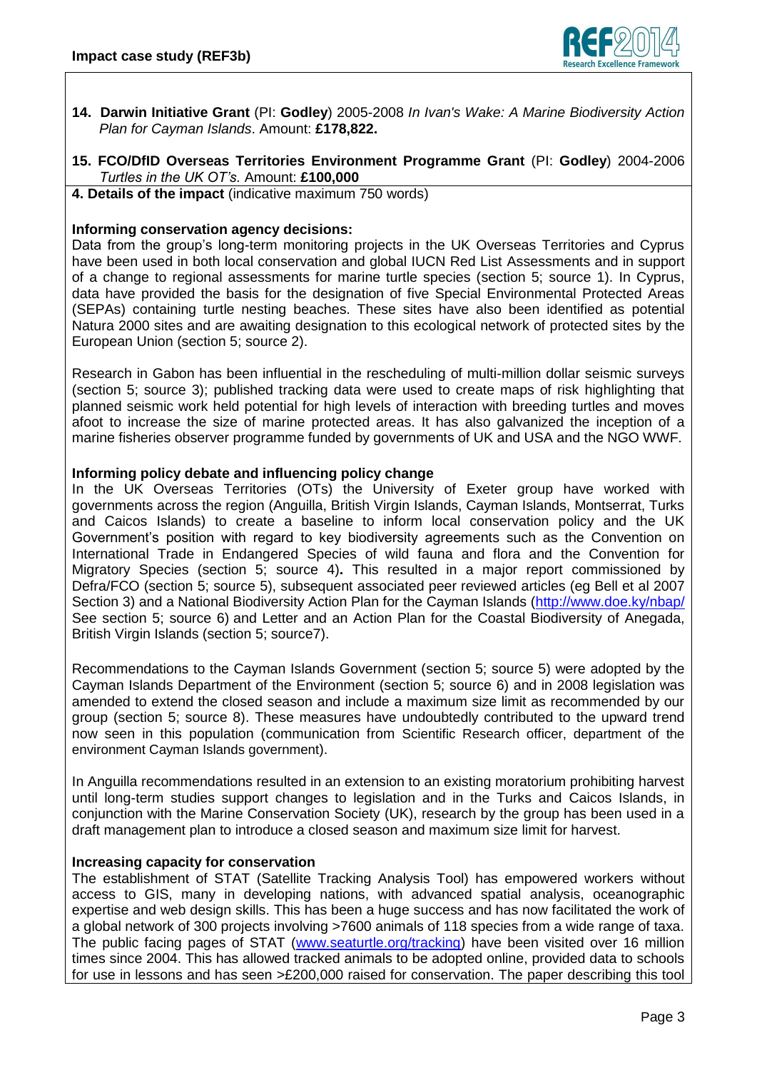**14. Darwin Initiative Grant** (PI: **Godley**) 2005-2008 *In Ivan's Wake: A Marine Biodiversity Action Plan for Cayman Islands*. Amount: **£178,822.**

**15. FCO/DfID Overseas Territories Environment Programme Grant** (PI: **Godley**) 2004-2006 *Turtles in the UK OT's.* Amount: **£100,000**

**4. Details of the impact** (indicative maximum 750 words)

**Informing conservation agency decisions:**

Data from the group's long-term monitoring projects in the UK Overseas Territories and Cyprus have been used in both local conservation and global IUCN Red List Assessments and in support of a change to regional assessments for marine turtle species (section 5; source 1). In Cyprus, data have provided the basis for the designation of five Special Environmental Protected Areas (SEPAs) containing turtle nesting beaches. These sites have also been identified as potential Natura 2000 sites and are awaiting designation to this ecological network of protected sites by the European Union (section 5; source 2).

Research in Gabon has been influential in the rescheduling of multi-million dollar seismic surveys (section 5; source 3); published tracking data were used to create maps of risk highlighting that planned seismic work held potential for high levels of interaction with breeding turtles and moves afoot to increase the size of marine protected areas. It has also galvanized the inception of a marine fisheries observer programme funded by governments of UK and USA and the NGO WWF.

**Informing policy debate and influencing policy change**

In the UK Overseas Territories (OTs) the University of Exeter group have worked with governments across the region (Anguilla, British Virgin Islands, Cayman Islands, Montserrat, Turks and Caicos Islands) to create a baseline to inform local conservation policy and the UK Government's position with regard to key biodiversity agreements such as the Convention on International Trade in Endangered Species of wild fauna and flora and the Convention for Migratory Species (section 5; source 4)**.** This resulted in a major report commissioned by Defra/FCO (section 5; source 5), subsequent associated peer reviewed articles (eg Bell et al 2007 Section 3) and a National Biodiversity Action Plan for the Cayman Islands (http://www.doe.ky/nbap/ See section 5; source 6) and Letter and an Action Plan for the Coastal Biodiversity of Anegada, British Virgin Islands (section 5; source7).

Recommendations to the Cayman Islands Government (section 5; source 5) were adopted by the Cayman Islands Department of the Environment (section 5; source 6) and in 2008 legislation was amended to extend the closed season and include a maximum size limit as recommended by our group (section 5; source 8). These measures have undoubtedly contributed to the upward trend now seen in this population (communication from Scientific Research officer, department of the environment Cayman Islands government).

In Anguilla recommendations resulted in an extension to an existing moratorium prohibiting harvest until long-term studies support changes to legislation and in the Turks and Caicos Islands, in conjunction with the Marine Conservation Society (UK), research by the group has been used in a draft management plan to introduce a closed season and maximum size limit for harvest.

**Increasing capacity for conservation**

The establishment of STAT (Satellite Tracking Analysis Tool) has empowered workers without access to GIS, many in developing nations, with advanced spatial analysis, oceanographic expertise and web design skills. This has been a huge success and has now facilitated the work of a global network of 300 projects involving >7600 animals of 118 species from a wide range of taxa. The public facing pages of STAT (www.seaturtle.org/tracking) have been visited over 16 million times since 2004. This has allowed tracked animals to be adopted online, provided data to schools for use in lessons and has seen >£200,000 raised for conservation. The paper describing this tool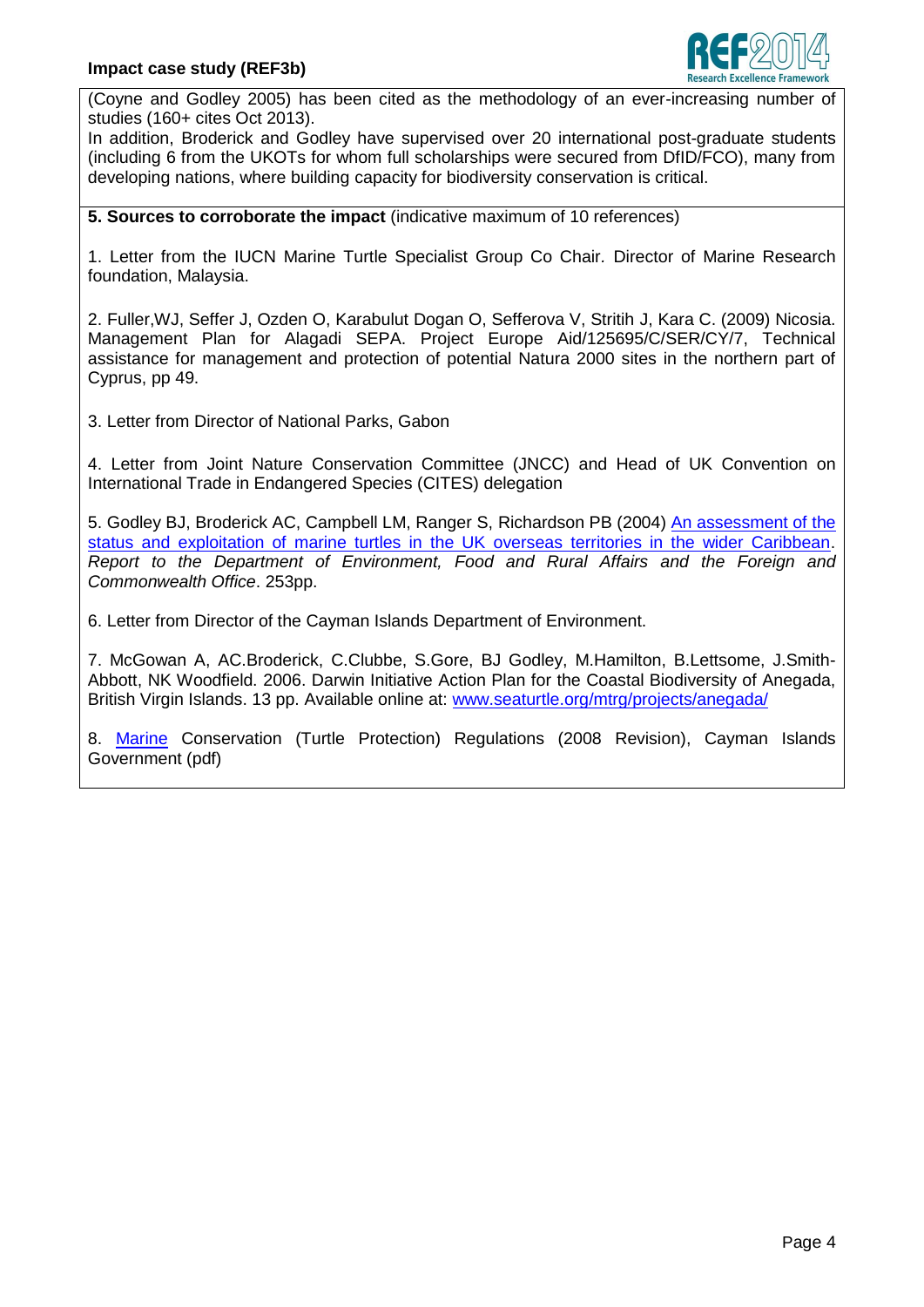(Coyne and Godley 2005) has been cited as the methodology of an ever-increasing number of studies (160+ cites Oct 2013).

In addition, Broderick and Godley have supervised over 20 international post-graduate students (including 6 from the UKOTs for whom full scholarships were secured from DfID/FCO), many from developing nations, where building capacity for biodiversity conservation is critical.

**5. Sources to corroborate the impact** (indicative maximum of 10 references)

1. Letter from the IUCN Marine Turtle Specialist Group Co Chair. Director of Marine Research foundation, Malaysia.

2. Fuller,WJ, Seffer J, Ozden O, Karabulut Dogan O, Sefferova V, Stritih J, Kara C. (2009) Nicosia. Management Plan for Alagadi SEPA. Project Europe Aid/125695/C/SER/CY/7, Technical assistance for management and protection of potential Natura 2000 sites in the northern part of Cyprus, pp 49.

3. Letter from Director of National Parks, Gabon

4. Letter from Joint Nature Conservation Committee (JNCC) and Head of UK Convention on International Trade in Endangered Species (CITES) delegation

5. Godley BJ, Broderick AC, Campbell LM, Ranger S, Richardson PB (2004) An assessment of the status and exploitation of marine turtles in the UK overseas territories in the wider Caribbean. *Report to the Department of Environment, Food and Rural Affairs and the Foreign and Commonwealth Office*. 253pp.

6. Letter from Director of the Cayman Islands Department of Environment.

7. McGowan A, AC.Broderick, C.Clubbe, S.Gore, BJ Godley, M.Hamilton, B.Lettsome, J.Smith-Abbott, NK Woodfield. 2006. Darwin Initiative Action Plan for the Coastal Biodiversity of Anegada, British Virgin Islands. 13 pp. Available online at: www.seaturtle.org/mtrg/projects/anegada/

8. Marine Conservation (Turtle Protection) Regulations (2008 Revision), Cayman Islands Government (pdf)